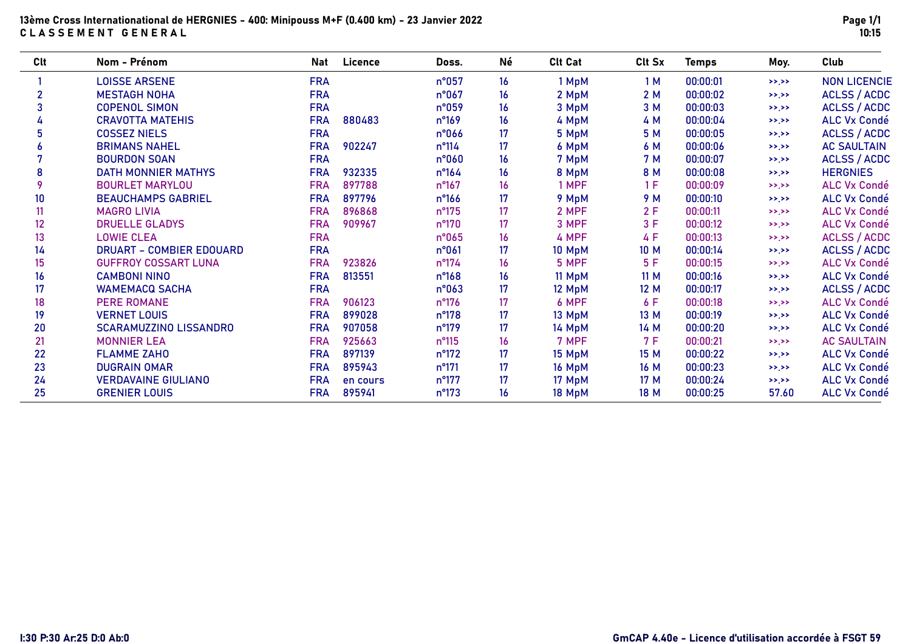# 13ème Cross Internationational de HERGNIES - 400: Minipouss M+F (0.400 km) - 23 Janvier 2022

## C L A S S E M E N T   G E N E R A L

| Clt | Nom - Prénom | Nat | Licence | Doss. | Né | Clt Cat | Clt Sx | Temps | Moy. | Club |
|---|---|---|---|---|---|---|---|---|---|---|
| 1 | LOISSE ARSENE | FRA | | n°057 | 16 | 1 MpM | 1 M | 00:00:01 | >>.>> | NON LICENCIE |
| 2 | MESTAGH NOHA | FRA | | n°067 | 16 | 2 MpM | 2 M | 00:00:02 | >>.>> | ACLSS / ACDC |
| 3 | COPENOL SIMON | FRA | | n°059 | 16 | 3 MpM | 3 M | 00:00:03 | >>.>> | ACLSS / ACDC |
| 4 | CRAVOTTA MATEHIS | FRA | 880483 | n°169 | 16 | 4 MpM | 4 M | 00:00:04 | >>.>> | ALC Vx Condé |
| 5 | COSSEZ NIELS | FRA | | n°066 | 17 | 5 MpM | 5 M | 00:00:05 | >>.>> | ACLSS / ACDC |
| 6 | BRIMANS NAHEL | FRA | 902247 | n°114 | 17 | 6 MpM | 6 M | 00:00:06 | >>.>> | AC SAULTAIN |
| 7 | BOURDON SOAN | FRA | | n°060 | 16 | 7 MpM | 7 M | 00:00:07 | >>.>> | ACLSS / ACDC |
| 8 | DATH MONNIER MATHYS | FRA | 932335 | n°164 | 16 | 8 MpM | 8 M | 00:00:08 | >>.>> | HERGNIES |
| 9 | BOURLET MARYLOU | FRA | 897788 | n°167 | 16 | 1 MPF | 1 F | 00:00:09 | >>.>> | ALC Vx Condé |
| 10 | BEAUCHAMPS GABRIEL | FRA | 897796 | n°166 | 17 | 9 MpM | 9 M | 00:00:10 | >>.>> | ALC Vx Condé |
| 11 | MAGRO LIVIA | FRA | 896868 | n°175 | 17 | 2 MPF | 2 F | 00:00:11 | >>.>> | ALC Vx Condé |
| 12 | DRUELLE GLADYS | FRA | 909967 | n°170 | 17 | 3 MPF | 3 F | 00:00:12 | >>.>> | ALC Vx Condé |
| 13 | LOWIE CLEA | FRA | | n°065 | 16 | 4 MPF | 4 F | 00:00:13 | >>.>> | ACLSS / ACDC |
| 14 | DRUART - COMBIER EDOUARD | FRA | | n°061 | 17 | 10 MpM | 10 M | 00:00:14 | >>.>> | ACLSS / ACDC |
| 15 | GUFFROY COSSART LUNA | FRA | 923826 | n°174 | 16 | 5 MPF | 5 F | 00:00:15 | >>.>> | ALC Vx Condé |
| 16 | CAMBONI NINO | FRA | 813551 | n°168 | 16 | 11 MpM | 11 M | 00:00:16 | >>.>> | ALC Vx Condé |
| 17 | WAMEMACQ SACHA | FRA | | n°063 | 17 | 12 MpM | 12 M | 00:00:17 | >>.>> | ACLSS / ACDC |
| 18 | PERE ROMANE | FRA | 906123 | n°176 | 17 | 6 MPF | 6 F | 00:00:18 | >>.>> | ALC Vx Condé |
| 19 | VERNET LOUIS | FRA | 899028 | n°178 | 17 | 13 MpM | 13 M | 00:00:19 | >>.>> | ALC Vx Condé |
| 20 | SCARAMUZZINO LISSANDRO | FRA | 907058 | n°179 | 17 | 14 MpM | 14 M | 00:00:20 | >>.>> | ALC Vx Condé |
| 21 | MONNIER LEA | FRA | 925663 | n°115 | 16 | 7 MPF | 7 F | 00:00:21 | >>.>> | AC SAULTAIN |
| 22 | FLAMME ZAHO | FRA | 897139 | n°172 | 17 | 15 MpM | 15 M | 00:00:22 | >>.>> | ALC Vx Condé |
| 23 | DUGRAIN OMAR | FRA | 895943 | n°171 | 17 | 16 MpM | 16 M | 00:00:23 | >>.>> | ALC Vx Condé |
| 24 | VERDAVAINE GIULIANO | FRA | en cours | n°177 | 17 | 17 MpM | 17 M | 00:00:24 | >>.>> | ALC Vx Condé |
| 25 | GRENIER LOUIS | FRA | 895941 | n°173 | 16 | 18 MpM | 18 M | 00:00:25 | 57.60 | ALC Vx Condé |

I:30 P:30 Ar:25 D:0 Ab:0

GmCAP 4.40e - Licence d'utilisation accordée à FSGT 59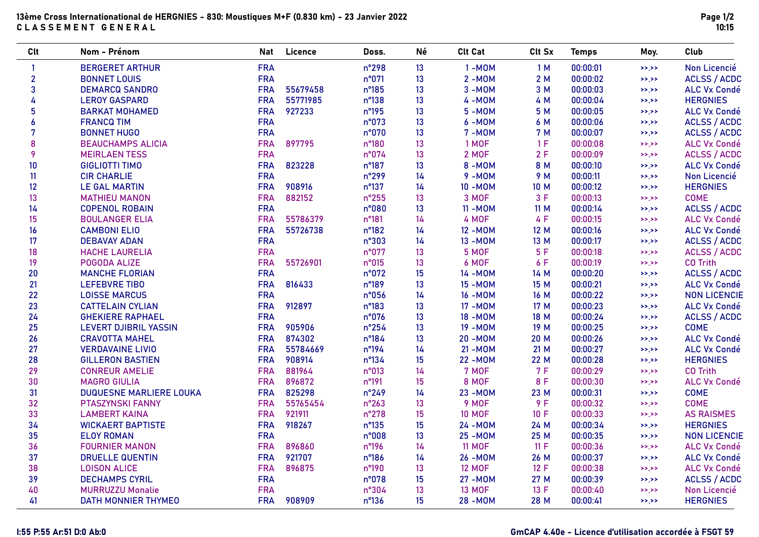**13ème Cross Internationational de HERGNIES - 830: Moustiques M+F (0.830 km) - 23 Janvier 2022**

**C L A S S E M E N T   G E N E R A L**

| Clt | Nom - Prénom | Nat | Licence | Doss. | Né | Clt Cat | Clt Sx | Temps | Moy. | Club |
|---|---|---|---|---|---|---|---|---|---|---|
| 1 | BERGERET ARTHUR | FRA | | n°298 | 13 | 1 -MOM | 1 M | 00:00:01 | >>.>> | Non Licencié |
| 2 | BONNET LOUIS | FRA | | n°071 | 13 | 2 -MOM | 2 M | 00:00:02 | >>.>> | ACLSS / ACDC |
| 3 | DEMARCQ SANDRO | FRA | 55679458 | n°185 | 13 | 3 -MOM | 3 M | 00:00:03 | >>.>> | ALC Vx Condé |
| 4 | LEROY GASPARD | FRA | 55771985 | n°138 | 13 | 4 -MOM | 4 M | 00:00:04 | >>.>> | HERGNIES |
| 5 | BARKAT MOHAMED | FRA | 927233 | n°195 | 13 | 5 -MOM | 5 M | 00:00:05 | >>.>> | ALC Vx Condé |
| 6 | FRANCQ TIM | FRA | | n°073 | 13 | 6 -MOM | 6 M | 00:00:06 | >>.>> | ACLSS / ACDC |
| 7 | BONNET HUGO | FRA | | n°070 | 13 | 7 -MOM | 7 M | 00:00:07 | >>.>> | ACLSS / ACDC |
| 8 | BEAUCHAMPS ALICIA | FRA | 897795 | n°180 | 13 | 1 MOF | 1 F | 00:00:08 | >>.>> | ALC Vx Condé |
| 9 | MEIRLAEN TESS | FRA | | n°074 | 13 | 2 MOF | 2 F | 00:00:09 | >>.>> | ACLSS / ACDC |
| 10 | GIGLIOTTI TIMO | FRA | 823228 | n°187 | 13 | 8 -MOM | 8 M | 00:00:10 | >>.>> | ALC Vx Condé |
| 11 | CIR CHARLIE | FRA | | n°299 | 14 | 9 -MOM | 9 M | 00:00:11 | >>.>> | Non Licencié |
| 12 | LE GAL MARTIN | FRA | 908916 | n°137 | 14 | 10 -MOM | 10 M | 00:00:12 | >>.>> | HERGNIES |
| 13 | MATHIEU MANON | FRA | 882152 | n°255 | 13 | 3 MOF | 3 F | 00:00:13 | >>.>> | COME |
| 14 | COPENOL ROBAIN | FRA | | n°080 | 13 | 11 -MOM | 11 M | 00:00:14 | >>.>> | ACLSS / ACDC |
| 15 | BOULANGER ELIA | FRA | 55786379 | n°181 | 14 | 4 MOF | 4 F | 00:00:15 | >>.>> | ALC Vx Condé |
| 16 | CAMBONI ELIO | FRA | 55726738 | n°182 | 14 | 12 -MOM | 12 M | 00:00:16 | >>.>> | ALC Vx Condé |
| 17 | DEBAVAY ADAN | FRA | | n°303 | 14 | 13 -MOM | 13 M | 00:00:17 | >>.>> | ACLSS / ACDC |
| 18 | HACHE LAURELIA | FRA | | n°077 | 13 | 5 MOF | 5 F | 00:00:18 | >>.>> | ACLSS / ACDC |
| 19 | POGODA ALIZE | FRA | 55726901 | n°015 | 13 | 6 MOF | 6 F | 00:00:19 | >>.>> | CO Trith |
| 20 | MANCHE FLORIAN | FRA | | n°072 | 15 | 14 -MOM | 14 M | 00:00:20 | >>.>> | ACLSS / ACDC |
| 21 | LEFEBVRE TIBO | FRA | 816433 | n°189 | 13 | 15 -MOM | 15 M | 00:00:21 | >>.>> | ALC Vx Condé |
| 22 | LOISSE MARCUS | FRA | | n°056 | 14 | 16 -MOM | 16 M | 00:00:22 | >>.>> | NON LICENCIE |
| 23 | CATTELAIN CYLIAN | FRA | 912897 | n°183 | 13 | 17 -MOM | 17 M | 00:00:23 | >>.>> | ALC Vx Condé |
| 24 | GHEKIERE RAPHAEL | FRA | | n°076 | 13 | 18 -MOM | 18 M | 00:00:24 | >>.>> | ACLSS / ACDC |
| 25 | LEVERT DJIBRIL YASSIN | FRA | 905906 | n°254 | 13 | 19 -MOM | 19 M | 00:00:25 | >>.>> | COME |
| 26 | CRAVOTTA MAHEL | FRA | 874302 | n°184 | 13 | 20 -MOM | 20 M | 00:00:26 | >>.>> | ALC Vx Condé |
| 27 | VERDAVAINE LIVIO | FRA | 55784669 | n°194 | 14 | 21 -MOM | 21 M | 00:00:27 | >>.>> | ALC Vx Condé |
| 28 | GILLERON BASTIEN | FRA | 908914 | n°134 | 15 | 22 -MOM | 22 M | 00:00:28 | >>.>> | HERGNIES |
| 29 | CONREUR AMELIE | FRA | 881964 | n°013 | 14 | 7 MOF | 7 F | 00:00:29 | >>.>> | CO Trith |
| 30 | MAGRO GIULIA | FRA | 896872 | n°191 | 15 | 8 MOF | 8 F | 00:00:30 | >>.>> | ALC Vx Condé |
| 31 | DUQUESNE MARLIERE LOUKA | FRA | 825298 | n°249 | 14 | 23 -MOM | 23 M | 00:00:31 | >>.>> | COME |
| 32 | PTASZYNSKI FANNY | FRA | 55765454 | n°263 | 13 | 9 MOF | 9 F | 00:00:32 | >>.>> | COME |
| 33 | LAMBERT KAINA | FRA | 921911 | n°278 | 15 | 10 MOF | 10 F | 00:00:33 | >>.>> | AS RAISMES |
| 34 | WICKAERT BAPTISTE | FRA | 918267 | n°135 | 15 | 24 -MOM | 24 M | 00:00:34 | >>.>> | HERGNIES |
| 35 | ELOY ROMAN | FRA | | n°008 | 13 | 25 -MOM | 25 M | 00:00:35 | >>.>> | NON LICENCIE |
| 36 | FOURNIER MANON | FRA | 896860 | n°196 | 14 | 11 MOF | 11 F | 00:00:36 | >>.>> | ALC Vx Condé |
| 37 | DRUELLE QUENTIN | FRA | 921707 | n°186 | 14 | 26 -MOM | 26 M | 00:00:37 | >>.>> | ALC Vx Condé |
| 38 | LOISON ALICE | FRA | 896875 | n°190 | 13 | 12 MOF | 12 F | 00:00:38 | >>.>> | ALC Vx Condé |
| 39 | DECHAMPS CYRIL | FRA | | n°078 | 15 | 27 -MOM | 27 M | 00:00:39 | >>.>> | ACLSS / ACDC |
| 40 | MURRUZZU Monalie | FRA | | n°304 | 13 | 13 MOF | 13 F | 00:00:40 | >>.>> | Non Licencié |
| 41 | DATH MONNIER THYMEO | FRA | 908909 | n°136 | 15 | 28 -MOM | 28 M | 00:00:41 | >>.>> | HERGNIES |

I:55 P:55 Ar:51 D:0 Ab:0

GmCAP 4.40e - Licence d'utilisation accordée à FSGT 59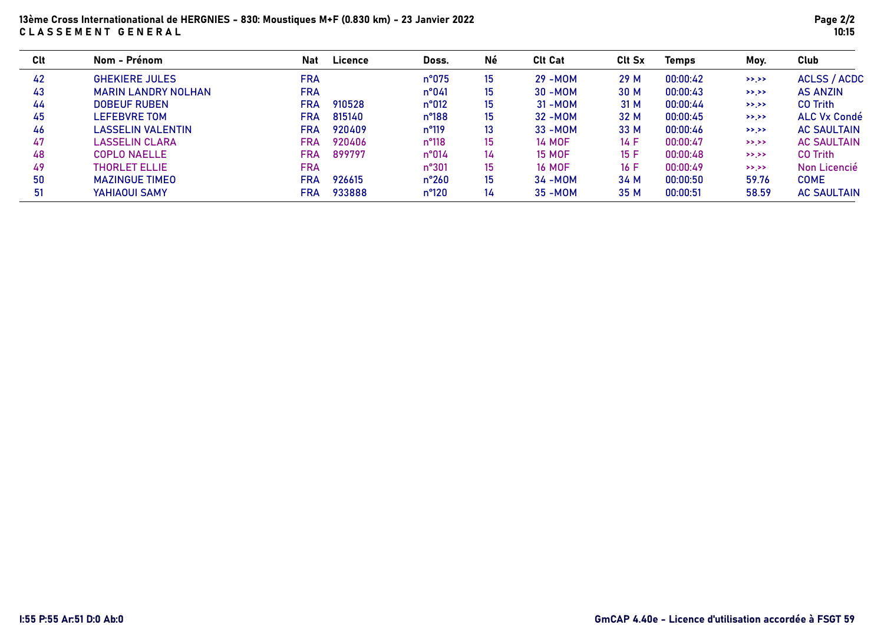**13ème Cross Internationational de HERGNIES - 830: Moustiques M+F (0.830 km) - 23 Janvier 2022**
**C L A S S E M E N T   G E N E R A L**

| Clt | Nom - Prénom | Nat | Licence | Doss. | Né | Clt Cat | Clt Sx | Temps | Moy. | Club |
|---|---|---|---|---|---|---|---|---|---|---|
| 42 | GHEKIERE JULES | FRA | | n°075 | 15 | 29 -MOM | 29 M | 00:00:42 | >>.>> | ACLSS / ACDC |
| 43 | MARIN LANDRY NOLHAN | FRA | | n°041 | 15 | 30 -MOM | 30 M | 00:00:43 | >>.>> | AS ANZIN |
| 44 | DOBEUF RUBEN | FRA | 910528 | n°012 | 15 | 31 -MOM | 31 M | 00:00:44 | >>.>> | CO Trith |
| 45 | LEFEBVRE TOM | FRA | 815140 | n°188 | 15 | 32 -MOM | 32 M | 00:00:45 | >>.>> | ALC Vx Condé |
| 46 | LASSELIN VALENTIN | FRA | 920409 | n°119 | 13 | 33 -MOM | 33 M | 00:00:46 | >>.>> | AC SAULTAIN |
| 47 | LASSELIN CLARA | FRA | 920406 | n°118 | 15 | 14 MOF | 14 F | 00:00:47 | >>.>> | AC SAULTAIN |
| 48 | COPLO NAELLE | FRA | 899797 | n°014 | 14 | 15 MOF | 15 F | 00:00:48 | >>.>> | CO Trith |
| 49 | THORLET ELLIE | FRA | | n°301 | 15 | 16 MOF | 16 F | 00:00:49 | >>.>> | Non Licencié |
| 50 | MAZINGUE TIMEO | FRA | 926615 | n°260 | 15 | 34 -MOM | 34 M | 00:00:50 | 59.76 | COME |
| 51 | YAHIAOUI SAMY | FRA | 933888 | n°120 | 14 | 35 -MOM | 35 M | 00:00:51 | 58.59 | AC SAULTAIN |

I:55 P:55 Ar:51 D:0 Ab:0

GmCAP 4.40e - Licence d'utilisation accordée à FSGT 59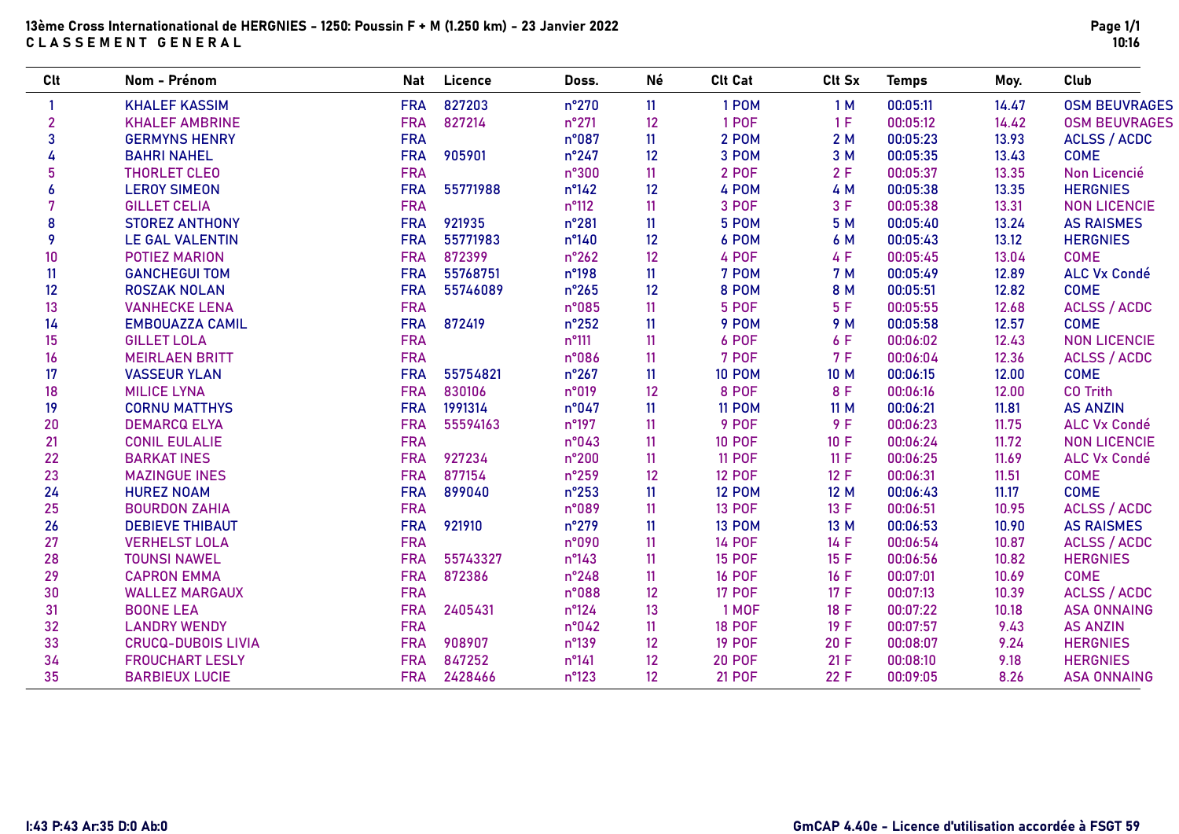**13ème Cross Internationational de HERGNIES - 1250: Poussin F + M (1.250 km) - 23 Janvier 2022**

**C L A S S E M E N T   G E N E R A L**

| Clt | Nom - Prénom | Nat | Licence | Doss. | Né | Clt Cat | Clt Sx | Temps | Moy. | Club |
|---|---|---|---|---|---|---|---|---|---|---|
| 1 | KHALEF KASSIM | FRA | 827203 | n°270 | 11 | 1 POM | 1 M | 00:05:11 | 14.47 | OSM BEUVRAGES |
| 2 | KHALEF AMBRINE | FRA | 827214 | n°271 | 12 | 1 POF | 1 F | 00:05:12 | 14.42 | OSM BEUVRAGES |
| 3 | GERMYNS HENRY | FRA | | n°087 | 11 | 2 POM | 2 M | 00:05:23 | 13.93 | ACLSS / ACDC |
| 4 | BAHRI NAHEL | FRA | 905901 | n°247 | 12 | 3 POM | 3 M | 00:05:35 | 13.43 | COME |
| 5 | THORLET CLEO | FRA | | n°300 | 11 | 2 POF | 2 F | 00:05:37 | 13.35 | Non Licencié |
| 6 | LEROY SIMEON | FRA | 55771988 | n°142 | 12 | 4 POM | 4 M | 00:05:38 | 13.35 | HERGNIES |
| 7 | GILLET CELIA | FRA | | n°112 | 11 | 3 POF | 3 F | 00:05:38 | 13.31 | NON LICENCIE |
| 8 | STOREZ ANTHONY | FRA | 921935 | n°281 | 11 | 5 POM | 5 M | 00:05:40 | 13.24 | AS RAISMES |
| 9 | LE GAL VALENTIN | FRA | 55771983 | n°140 | 12 | 6 POM | 6 M | 00:05:43 | 13.12 | HERGNIES |
| 10 | POTIEZ MARION | FRA | 872399 | n°262 | 12 | 4 POF | 4 F | 00:05:45 | 13.04 | COME |
| 11 | GANCHEGUI TOM | FRA | 55768751 | n°198 | 11 | 7 POM | 7 M | 00:05:49 | 12.89 | ALC Vx Condé |
| 12 | ROSZAK NOLAN | FRA | 55746089 | n°265 | 12 | 8 POM | 8 M | 00:05:51 | 12.82 | COME |
| 13 | VANHECKE LENA | FRA | | n°085 | 11 | 5 POF | 5 F | 00:05:55 | 12.68 | ACLSS / ACDC |
| 14 | EMBOUAZZA CAMIL | FRA | 872419 | n°252 | 11 | 9 POM | 9 M | 00:05:58 | 12.57 | COME |
| 15 | GILLET LOLA | FRA | | n°111 | 11 | 6 POF | 6 F | 00:06:02 | 12.43 | NON LICENCIE |
| 16 | MEIRLAEN BRITT | FRA | | n°086 | 11 | 7 POF | 7 F | 00:06:04 | 12.36 | ACLSS / ACDC |
| 17 | VASSEUR YLAN | FRA | 55754821 | n°267 | 11 | 10 POM | 10 M | 00:06:15 | 12.00 | COME |
| 18 | MILICE LYNA | FRA | 830106 | n°019 | 12 | 8 POF | 8 F | 00:06:16 | 12.00 | CO Trith |
| 19 | CORNU MATTHYS | FRA | 1991314 | n°047 | 11 | 11 POM | 11 M | 00:06:21 | 11.81 | AS ANZIN |
| 20 | DEMARCQ ELYA | FRA | 55594163 | n°197 | 11 | 9 POF | 9 F | 00:06:23 | 11.75 | ALC Vx Condé |
| 21 | CONIL EULALIE | FRA | | n°043 | 11 | 10 POF | 10 F | 00:06:24 | 11.72 | NON LICENCIE |
| 22 | BARKAT INES | FRA | 927234 | n°200 | 11 | 11 POF | 11 F | 00:06:25 | 11.69 | ALC Vx Condé |
| 23 | MAZINGUE INES | FRA | 877154 | n°259 | 12 | 12 POF | 12 F | 00:06:31 | 11.51 | COME |
| 24 | HUREZ NOAM | FRA | 899040 | n°253 | 11 | 12 POM | 12 M | 00:06:43 | 11.17 | COME |
| 25 | BOURDON ZAHIA | FRA | | n°089 | 11 | 13 POF | 13 F | 00:06:51 | 10.95 | ACLSS / ACDC |
| 26 | DEBIEVE THIBAUT | FRA | 921910 | n°279 | 11 | 13 POM | 13 M | 00:06:53 | 10.90 | AS RAISMES |
| 27 | VERHELST LOLA | FRA | | n°090 | 11 | 14 POF | 14 F | 00:06:54 | 10.87 | ACLSS / ACDC |
| 28 | TOUNSI NAWEL | FRA | 55743327 | n°143 | 11 | 15 POF | 15 F | 00:06:56 | 10.82 | HERGNIES |
| 29 | CAPRON EMMA | FRA | 872386 | n°248 | 11 | 16 POF | 16 F | 00:07:01 | 10.69 | COME |
| 30 | WALLEZ MARGAUX | FRA | | n°088 | 12 | 17 POF | 17 F | 00:07:13 | 10.39 | ACLSS / ACDC |
| 31 | BOONE LEA | FRA | 2405431 | n°124 | 13 | 1 MOF | 18 F | 00:07:22 | 10.18 | ASA ONNAING |
| 32 | LANDRY WENDY | FRA | | n°042 | 11 | 18 POF | 19 F | 00:07:57 | 9.43 | AS ANZIN |
| 33 | CRUCQ-DUBOIS LIVIA | FRA | 908907 | n°139 | 12 | 19 POF | 20 F | 00:08:07 | 9.24 | HERGNIES |
| 34 | FROUCHART LESLY | FRA | 847252 | n°141 | 12 | 20 POF | 21 F | 00:08:10 | 9.18 | HERGNIES |
| 35 | BARBIEUX LUCIE | FRA | 2428466 | n°123 | 12 | 21 POF | 22 F | 00:09:05 | 8.26 | ASA ONNAING |

I:43 P:43 Ar:35 D:0 Ab:0

GmCAP 4.40e - Licence d'utilisation accordée à FSGT 59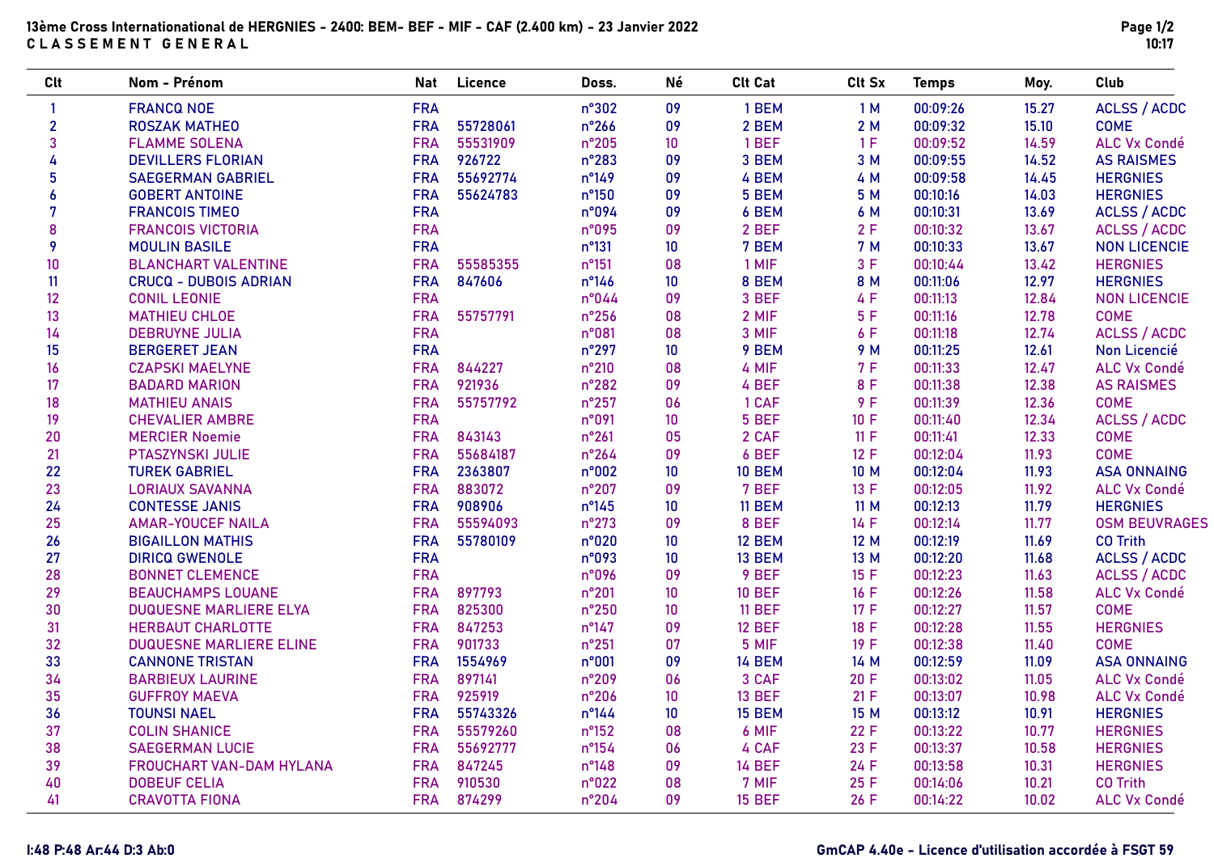# 13ème Cross Internationational de HERGNIES - 2400: BEM- BEF - MIF - CAF (2.400 km) - 23 Janvier 2022

## C L A S S E M E N T   G E N E R A L

| Clt | Nom - Prénom | Nat | Licence | Doss. | Né | Clt Cat | Clt Sx | Temps | Moy. | Club |
|---|---|---|---|---|---|---|---|---|---|---|
| 1 | FRANCQ NOE | FRA | | n°302 | 09 | 1 BEM | 1 M | 00:09:26 | 15.27 | ACLSS / ACDC |
| 2 | ROSZAK MATHEO | FRA | 55728061 | n°266 | 09 | 2 BEM | 2 M | 00:09:32 | 15.10 | COME |
| 3 | FLAMME SOLENA | FRA | 55531909 | n°205 | 10 | 1 BEF | 1 F | 00:09:52 | 14.59 | ALC Vx Condé |
| 4 | DEVILLERS FLORIAN | FRA | 926722 | n°283 | 09 | 3 BEM | 3 M | 00:09:55 | 14.52 | AS RAISMES |
| 5 | SAEGERMAN GABRIEL | FRA | 55692774 | n°149 | 09 | 4 BEM | 4 M | 00:09:58 | 14.45 | HERGNIES |
| 6 | GOBERT ANTOINE | FRA | 55624783 | n°150 | 09 | 5 BEM | 5 M | 00:10:16 | 14.03 | HERGNIES |
| 7 | FRANCOIS TIMEO | FRA | | n°094 | 09 | 6 BEM | 6 M | 00:10:31 | 13.69 | ACLSS / ACDC |
| 8 | FRANCOIS VICTORIA | FRA | | n°095 | 09 | 2 BEF | 2 F | 00:10:32 | 13.67 | ACLSS / ACDC |
| 9 | MOULIN BASILE | FRA | | n°131 | 10 | 7 BEM | 7 M | 00:10:33 | 13.67 | NON LICENCIE |
| 10 | BLANCHART VALENTINE | FRA | 55585355 | n°151 | 08 | 1 MIF | 3 F | 00:10:44 | 13.42 | HERGNIES |
| 11 | CRUCQ - DUBOIS ADRIAN | FRA | 847606 | n°146 | 10 | 8 BEM | 8 M | 00:11:06 | 12.97 | HERGNIES |
| 12 | CONIL LEONIE | FRA | | n°044 | 09 | 3 BEF | 4 F | 00:11:13 | 12.84 | NON LICENCIE |
| 13 | MATHIEU CHLOE | FRA | 55757791 | n°256 | 08 | 2 MIF | 5 F | 00:11:16 | 12.78 | COME |
| 14 | DEBRUYNE JULIA | FRA | | n°081 | 08 | 3 MIF | 6 F | 00:11:18 | 12.74 | ACLSS / ACDC |
| 15 | BERGERET JEAN | FRA | | n°297 | 10 | 9 BEM | 9 M | 00:11:25 | 12.61 | Non Licencié |
| 16 | CZAPSKI MAELYNE | FRA | 844227 | n°210 | 08 | 4 MIF | 7 F | 00:11:33 | 12.47 | ALC Vx Condé |
| 17 | BADARD MARION | FRA | 921936 | n°282 | 09 | 4 BEF | 8 F | 00:11:38 | 12.38 | AS RAISMES |
| 18 | MATHIEU ANAIS | FRA | 55757792 | n°257 | 06 | 1 CAF | 9 F | 00:11:39 | 12.36 | COME |
| 19 | CHEVALIER AMBRE | FRA | | n°091 | 10 | 5 BEF | 10 F | 00:11:40 | 12.34 | ACLSS / ACDC |
| 20 | MERCIER Noemie | FRA | 843143 | n°261 | 05 | 2 CAF | 11 F | 00:11:41 | 12.33 | COME |
| 21 | PTASZYNSKI JULIE | FRA | 55684187 | n°264 | 09 | 6 BEF | 12 F | 00:12:04 | 11.93 | COME |
| 22 | TUREK GABRIEL | FRA | 2363807 | n°002 | 10 | 10 BEM | 10 M | 00:12:04 | 11.93 | ASA ONNAING |
| 23 | LORIAUX SAVANNA | FRA | 883072 | n°207 | 09 | 7 BEF | 13 F | 00:12:05 | 11.92 | ALC Vx Condé |
| 24 | CONTESSE JANIS | FRA | 908906 | n°145 | 10 | 11 BEM | 11 M | 00:12:13 | 11.79 | HERGNIES |
| 25 | AMAR-YOUCEF NAILA | FRA | 55594093 | n°273 | 09 | 8 BEF | 14 F | 00:12:14 | 11.77 | OSM BEUVRAGES |
| 26 | BIGAILLON MATHIS | FRA | 55780109 | n°020 | 10 | 12 BEM | 12 M | 00:12:19 | 11.69 | CO Trith |
| 27 | DIRICQ GWENOLE | FRA | | n°093 | 10 | 13 BEM | 13 M | 00:12:20 | 11.68 | ACLSS / ACDC |
| 28 | BONNET CLEMENCE | FRA | | n°096 | 09 | 9 BEF | 15 F | 00:12:23 | 11.63 | ACLSS / ACDC |
| 29 | BEAUCHAMPS LOUANE | FRA | 897793 | n°201 | 10 | 10 BEF | 16 F | 00:12:26 | 11.58 | ALC Vx Condé |
| 30 | DUQUESNE MARLIERE ELYA | FRA | 825300 | n°250 | 10 | 11 BEF | 17 F | 00:12:27 | 11.57 | COME |
| 31 | HERBAUT CHARLOTTE | FRA | 847253 | n°147 | 09 | 12 BEF | 18 F | 00:12:28 | 11.55 | HERGNIES |
| 32 | DUQUESNE MARLIERE ELINE | FRA | 901733 | n°251 | 07 | 5 MIF | 19 F | 00:12:38 | 11.40 | COME |
| 33 | CANNONE TRISTAN | FRA | 1554969 | n°001 | 09 | 14 BEM | 14 M | 00:12:59 | 11.09 | ASA ONNAING |
| 34 | BARBIEUX LAURINE | FRA | 897141 | n°209 | 06 | 3 CAF | 20 F | 00:13:02 | 11.05 | ALC Vx Condé |
| 35 | GUFFROY MAEVA | FRA | 925919 | n°206 | 10 | 13 BEF | 21 F | 00:13:07 | 10.98 | ALC Vx Condé |
| 36 | TOUNSI NAEL | FRA | 55743326 | n°144 | 10 | 15 BEM | 15 M | 00:13:12 | 10.91 | HERGNIES |
| 37 | COLIN SHANICE | FRA | 55579260 | n°152 | 08 | 6 MIF | 22 F | 00:13:22 | 10.77 | HERGNIES |
| 38 | SAEGERMAN LUCIE | FRA | 55692777 | n°154 | 06 | 4 CAF | 23 F | 00:13:37 | 10.58 | HERGNIES |
| 39 | FROUCHART VAN-DAM HYLANA | FRA | 847245 | n°148 | 09 | 14 BEF | 24 F | 00:13:58 | 10.31 | HERGNIES |
| 40 | DOBEUF CELIA | FRA | 910530 | n°022 | 08 | 7 MIF | 25 F | 00:14:06 | 10.21 | CO Trith |
| 41 | CRAVOTTA FIONA | FRA | 874299 | n°204 | 09 | 15 BEF | 26 F | 00:14:22 | 10.02 | ALC Vx Condé |

I:48 P:48 Ar:44 D:3 Ab:0

GmCAP 4.40e - Licence d'utilisation accordée à FSGT 59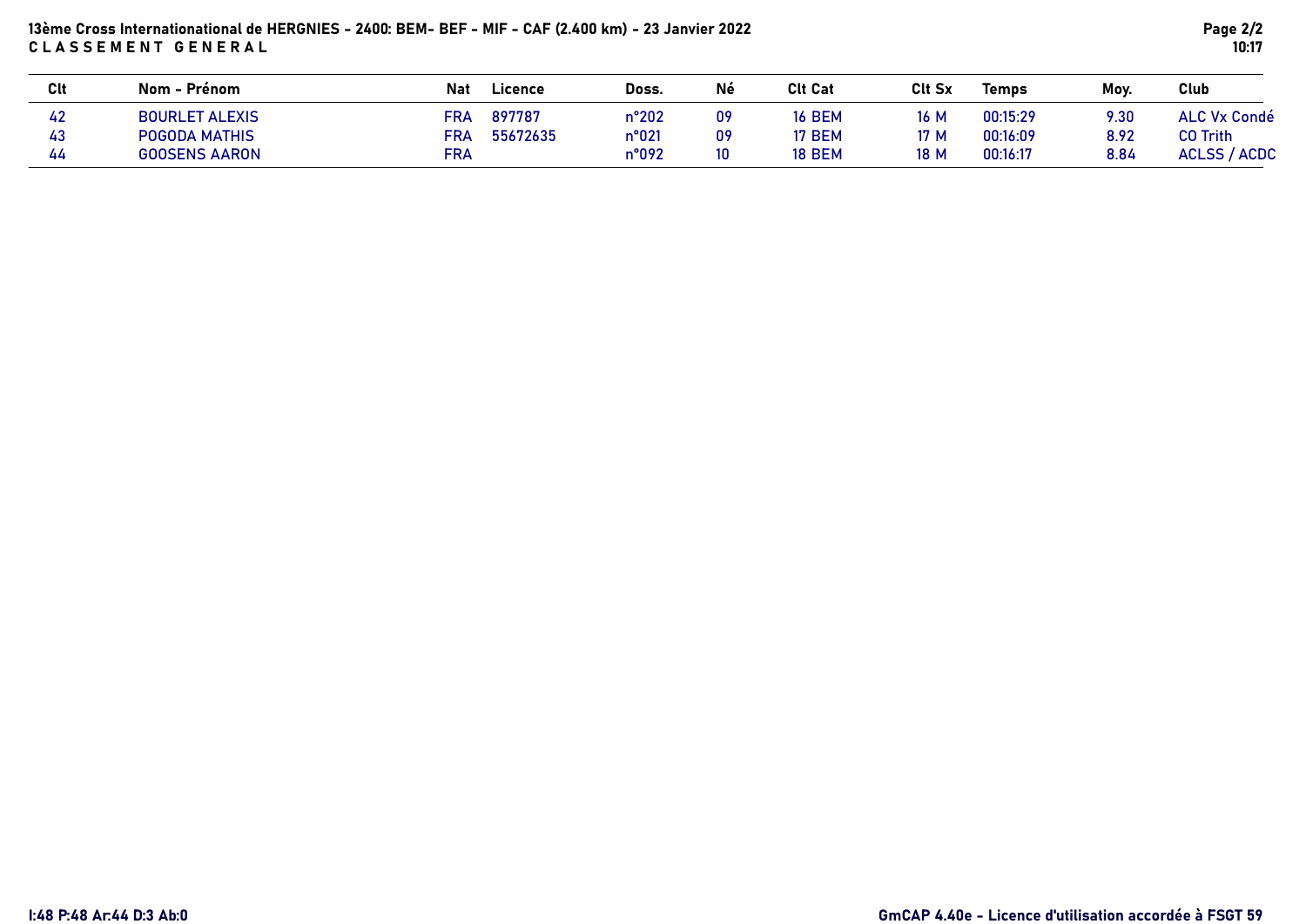13ème Cross Internationational de HERGNIES - 2400: BEM- BEF - MIF - CAF (2.400 km) - 23 Janvier 2022

C L A S S E M E N T   G E N E R A L

| Clt | Nom - Prénom | Nat | Licence | Doss. | Né | Clt Cat | Clt Sx | Temps | Moy. | Club |
|---|---|---|---|---|---|---|---|---|---|---|
| 42 | BOURLET ALEXIS | FRA | 897787 | n°202 | 09 | 16 BEM | 16 M | 00:15:29 | 9.30 | ALC Vx Condé |
| 43 | POGODA MATHIS | FRA | 55672635 | n°021 | 09 | 17 BEM | 17 M | 00:16:09 | 8.92 | CO Trith |
| 44 | GOOSENS AARON | FRA | | n°092 | 10 | 18 BEM | 18 M | 00:16:17 | 8.84 | ACLSS / ACDC |

I:48 P:48 Ar:44 D:3 Ab:0

GmCAP 4.40e - Licence d'utilisation accordée à FSGT 59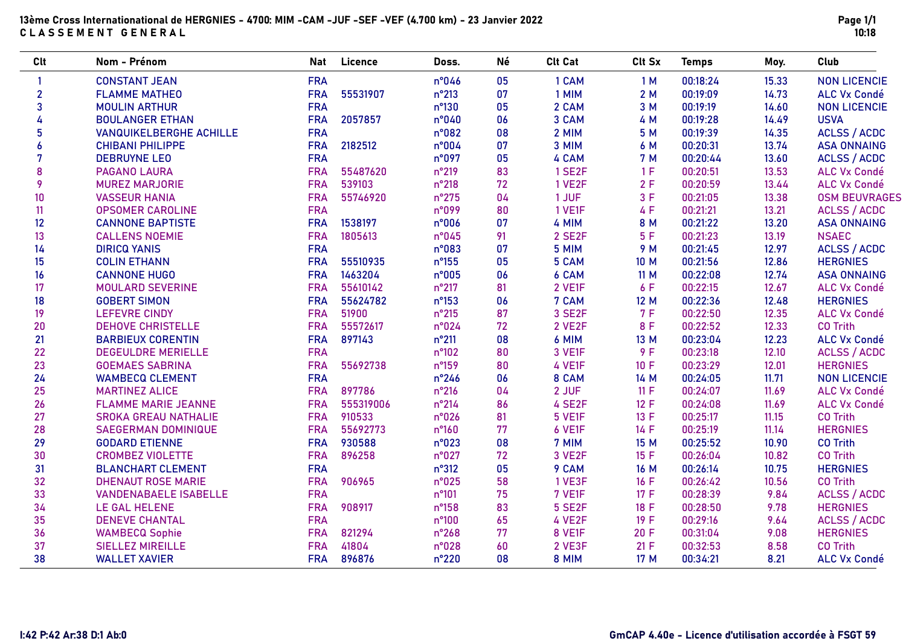**13ème Cross Internationational de HERGNIES - 4700: MIM -CAM -JUF -SEF -VEF (4.700 km) - 23 Janvier 2022**

**C L A S S E M E N T  G E N E R A L**

| Clt | Nom - Prénom | Nat | Licence | Doss. | Né | Clt Cat | Clt Sx | Temps | Moy. | Club |
|---|---|---|---|---|---|---|---|---|---|---|
| 1 | CONSTANT JEAN | FRA | | n°046 | 05 | 1 CAM | 1 M | 00:18:24 | 15.33 | NON LICENCIE |
| 2 | FLAMME MATHEO | FRA | 55531907 | n°213 | 07 | 1 MIM | 2 M | 00:19:09 | 14.73 | ALC Vx Condé |
| 3 | MOULIN ARTHUR | FRA | | n°130 | 05 | 2 CAM | 3 M | 00:19:19 | 14.60 | NON LICENCIE |
| 4 | BOULANGER ETHAN | FRA | 2057857 | n°040 | 06 | 3 CAM | 4 M | 00:19:28 | 14.49 | USVA |
| 5 | VANQUIKELBERGHE ACHILLE | FRA | | n°082 | 08 | 2 MIM | 5 M | 00:19:39 | 14.35 | ACLSS / ACDC |
| 6 | CHIBANI PHILIPPE | FRA | 2182512 | n°004 | 07 | 3 MIM | 6 M | 00:20:31 | 13.74 | ASA ONNAING |
| 7 | DEBRUYNE LEO | FRA | | n°097 | 05 | 4 CAM | 7 M | 00:20:44 | 13.60 | ACLSS / ACDC |
| 8 | PAGANO LAURA | FRA | 55487620 | n°219 | 83 | 1 SE2F | 1 F | 00:20:51 | 13.53 | ALC Vx Condé |
| 9 | MUREZ MARJORIE | FRA | 539103 | n°218 | 72 | 1 VE2F | 2 F | 00:20:59 | 13.44 | ALC Vx Condé |
| 10 | VASSEUR HANIA | FRA | 55746920 | n°275 | 04 | 1 JUF | 3 F | 00:21:05 | 13.38 | OSM BEUVRAGES |
| 11 | OPSOMER CAROLINE | FRA | | n°099 | 80 | 1 VE1F | 4 F | 00:21:21 | 13.21 | ACLSS / ACDC |
| 12 | CANNONE BAPTISTE | FRA | 1538197 | n°006 | 07 | 4 MIM | 8 M | 00:21:22 | 13.20 | ASA ONNAING |
| 13 | CALLENS NOEMIE | FRA | 1805613 | n°045 | 91 | 2 SE2F | 5 F | 00:21:23 | 13.19 | NSAEC |
| 14 | DIRICQ YANIS | FRA | | n°083 | 07 | 5 MIM | 9 M | 00:21:45 | 12.97 | ACLSS / ACDC |
| 15 | COLIN ETHANN | FRA | 55510935 | n°155 | 05 | 5 CAM | 10 M | 00:21:56 | 12.86 | HERGNIES |
| 16 | CANNONE HUGO | FRA | 1463204 | n°005 | 06 | 6 CAM | 11 M | 00:22:08 | 12.74 | ASA ONNAING |
| 17 | MOULARD SEVERINE | FRA | 55610142 | n°217 | 81 | 2 VE1F | 6 F | 00:22:15 | 12.67 | ALC Vx Condé |
| 18 | GOBERT SIMON | FRA | 55624782 | n°153 | 06 | 7 CAM | 12 M | 00:22:36 | 12.48 | HERGNIES |
| 19 | LEFEVRE CINDY | FRA | 51900 | n°215 | 87 | 3 SE2F | 7 F | 00:22:50 | 12.35 | ALC Vx Condé |
| 20 | DEHOVE CHRISTELLE | FRA | 55572617 | n°024 | 72 | 2 VE2F | 8 F | 00:22:52 | 12.33 | CO Trith |
| 21 | BARBIEUX CORENTIN | FRA | 897143 | n°211 | 08 | 6 MIM | 13 M | 00:23:04 | 12.23 | ALC Vx Condé |
| 22 | DEGEULDRE MERIELLE | FRA | | n°102 | 80 | 3 VE1F | 9 F | 00:23:18 | 12.10 | ACLSS / ACDC |
| 23 | GOEMAES SABRINA | FRA | 55692738 | n°159 | 80 | 4 VE1F | 10 F | 00:23:29 | 12.01 | HERGNIES |
| 24 | WAMBECQ CLEMENT | FRA | | n°246 | 06 | 8 CAM | 14 M | 00:24:05 | 11.71 | NON LICENCIE |
| 25 | MARTINEZ ALICE | FRA | 897786 | n°216 | 04 | 2 JUF | 11 F | 00:24:07 | 11.69 | ALC Vx Condé |
| 26 | FLAMME MARIE JEANNE | FRA | 555319006 | n°214 | 86 | 4 SE2F | 12 F | 00:24:08 | 11.69 | ALC Vx Condé |
| 27 | SROKA GREAU NATHALIE | FRA | 910533 | n°026 | 81 | 5 VE1F | 13 F | 00:25:17 | 11.15 | CO Trith |
| 28 | SAEGERMAN DOMINIQUE | FRA | 55692773 | n°160 | 77 | 6 VE1F | 14 F | 00:25:19 | 11.14 | HERGNIES |
| 29 | GODARD ETIENNE | FRA | 930588 | n°023 | 08 | 7 MIM | 15 M | 00:25:52 | 10.90 | CO Trith |
| 30 | CROMBEZ VIOLETTE | FRA | 896258 | n°027 | 72 | 3 VE2F | 15 F | 00:26:04 | 10.82 | CO Trith |
| 31 | BLANCHART CLEMENT | FRA | | n°312 | 05 | 9 CAM | 16 M | 00:26:14 | 10.75 | HERGNIES |
| 32 | DHENAUT ROSE MARIE | FRA | 906965 | n°025 | 58 | 1 VE3F | 16 F | 00:26:42 | 10.56 | CO Trith |
| 33 | VANDENABAELE ISABELLE | FRA | | n°101 | 75 | 7 VE1F | 17 F | 00:28:39 | 9.84 | ACLSS / ACDC |
| 34 | LE GAL HELENE | FRA | 908917 | n°158 | 83 | 5 SE2F | 18 F | 00:28:50 | 9.78 | HERGNIES |
| 35 | DENEVE CHANTAL | FRA | | n°100 | 65 | 4 VE2F | 19 F | 00:29:16 | 9.64 | ACLSS / ACDC |
| 36 | WAMBECQ Sophie | FRA | 821294 | n°268 | 77 | 8 VE1F | 20 F | 00:31:04 | 9.08 | HERGNIES |
| 37 | SIELLEZ MIREILLE | FRA | 41804 | n°028 | 60 | 2 VE3F | 21 F | 00:32:53 | 8.58 | CO Trith |
| 38 | WALLET XAVIER | FRA | 896876 | n°220 | 08 | 8 MIM | 17 M | 00:34:21 | 8.21 | ALC Vx Condé |

I:42 P:42 Ar:38 D:1 Ab:0

GmCAP 4.40e - Licence d'utilisation accordée à FSGT 59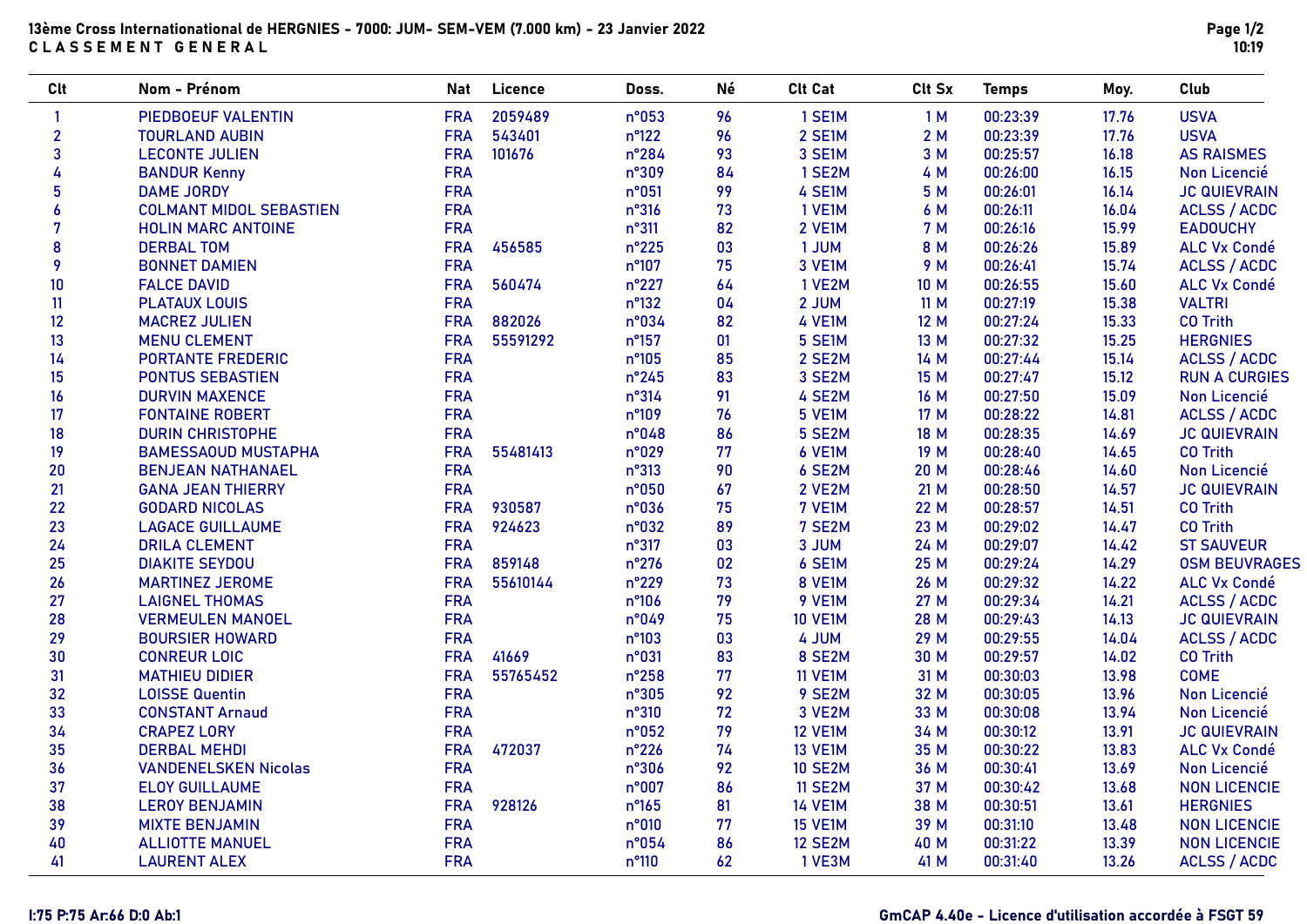**13ème Cross Internationational de HERGNIES - 7000: JUM- SEM-VEM (7.000 km) - 23 Janvier 2022**

**C L A S S E M E N T   G E N E R A L**

| Clt | Nom - Prénom | Nat | Licence | Doss. | Né | Clt Cat | Clt Sx | Temps | Moy. | Club |
|---|---|---|---|---|---|---|---|---|---|---|
| 1 | PIEDBOEUF VALENTIN | FRA | 2059489 | n°053 | 96 | 1 SE1M | 1 M | 00:23:39 | 17.76 | USVA |
| 2 | TOURLAND AUBIN | FRA | 543401 | n°122 | 96 | 2 SE1M | 2 M | 00:23:39 | 17.76 | USVA |
| 3 | LECONTE JULIEN | FRA | 101676 | n°284 | 93 | 3 SE1M | 3 M | 00:25:57 | 16.18 | AS RAISMES |
| 4 | BANDUR Kenny | FRA | | n°309 | 84 | 1 SE2M | 4 M | 00:26:00 | 16.15 | Non Licencié |
| 5 | DAME JORDY | FRA | | n°051 | 99 | 4 SE1M | 5 M | 00:26:01 | 16.14 | JC QUIEVRAIN |
| 6 | COLMANT MIDOL SEBASTIEN | FRA | | n°316 | 73 | 1 VE1M | 6 M | 00:26:11 | 16.04 | ACLSS / ACDC |
| 7 | HOLIN MARC ANTOINE | FRA | | n°311 | 82 | 2 VE1M | 7 M | 00:26:16 | 15.99 | EADOUCHY |
| 8 | DERBAL TOM | FRA | 456585 | n°225 | 03 | 1 JUM | 8 M | 00:26:26 | 15.89 | ALC Vx Condé |
| 9 | BONNET DAMIEN | FRA | | n°107 | 75 | 3 VE1M | 9 M | 00:26:41 | 15.74 | ACLSS / ACDC |
| 10 | FALCE DAVID | FRA | 560474 | n°227 | 64 | 1 VE2M | 10 M | 00:26:55 | 15.60 | ALC Vx Condé |
| 11 | PLATAUX LOUIS | FRA | | n°132 | 04 | 2 JUM | 11 M | 00:27:19 | 15.38 | VALTRI |
| 12 | MACREZ JULIEN | FRA | 882026 | n°034 | 82 | 4 VE1M | 12 M | 00:27:24 | 15.33 | CO Trith |
| 13 | MENU CLEMENT | FRA | 55591292 | n°157 | 01 | 5 SE1M | 13 M | 00:27:32 | 15.25 | HERGNIES |
| 14 | PORTANTE FREDERIC | FRA | | n°105 | 85 | 2 SE2M | 14 M | 00:27:44 | 15.14 | ACLSS / ACDC |
| 15 | PONTUS SEBASTIEN | FRA | | n°245 | 83 | 3 SE2M | 15 M | 00:27:47 | 15.12 | RUN A CURGIES |
| 16 | DURVIN MAXENCE | FRA | | n°314 | 91 | 4 SE2M | 16 M | 00:27:50 | 15.09 | Non Licencié |
| 17 | FONTAINE ROBERT | FRA | | n°109 | 76 | 5 VE1M | 17 M | 00:28:22 | 14.81 | ACLSS / ACDC |
| 18 | DURIN CHRISTOPHE | FRA | | n°048 | 86 | 5 SE2M | 18 M | 00:28:35 | 14.69 | JC QUIEVRAIN |
| 19 | BAMESSAOUD MUSTAPHA | FRA | 55481413 | n°029 | 77 | 6 VE1M | 19 M | 00:28:40 | 14.65 | CO Trith |
| 20 | BENJEAN NATHANAEL | FRA | | n°313 | 90 | 6 SE2M | 20 M | 00:28:46 | 14.60 | Non Licencié |
| 21 | GANA JEAN THIERRY | FRA | | n°050 | 67 | 2 VE2M | 21 M | 00:28:50 | 14.57 | JC QUIEVRAIN |
| 22 | GODARD NICOLAS | FRA | 930587 | n°036 | 75 | 7 VE1M | 22 M | 00:28:57 | 14.51 | CO Trith |
| 23 | LAGACE GUILLAUME | FRA | 924623 | n°032 | 89 | 7 SE2M | 23 M | 00:29:02 | 14.47 | CO Trith |
| 24 | DRILA CLEMENT | FRA | | n°317 | 03 | 3 JUM | 24 M | 00:29:07 | 14.42 | ST SAUVEUR |
| 25 | DIAKITE SEYDOU | FRA | 859148 | n°276 | 02 | 6 SE1M | 25 M | 00:29:24 | 14.29 | OSM BEUVRAGES |
| 26 | MARTINEZ JEROME | FRA | 55610144 | n°229 | 73 | 8 VE1M | 26 M | 00:29:32 | 14.22 | ALC Vx Condé |
| 27 | LAIGNEL THOMAS | FRA | | n°106 | 79 | 9 VE1M | 27 M | 00:29:34 | 14.21 | ACLSS / ACDC |
| 28 | VERMEULEN MANOEL | FRA | | n°049 | 75 | 10 VE1M | 28 M | 00:29:43 | 14.13 | JC QUIEVRAIN |
| 29 | BOURSIER HOWARD | FRA | | n°103 | 03 | 4 JUM | 29 M | 00:29:55 | 14.04 | ACLSS / ACDC |
| 30 | CONREUR LOIC | FRA | 41669 | n°031 | 83 | 8 SE2M | 30 M | 00:29:57 | 14.02 | CO Trith |
| 31 | MATHIEU DIDIER | FRA | 55765452 | n°258 | 77 | 11 VE1M | 31 M | 00:30:03 | 13.98 | COME |
| 32 | LOISSE Quentin | FRA | | n°305 | 92 | 9 SE2M | 32 M | 00:30:05 | 13.96 | Non Licencié |
| 33 | CONSTANT Arnaud | FRA | | n°310 | 72 | 3 VE2M | 33 M | 00:30:08 | 13.94 | Non Licencié |
| 34 | CRAPEZ LORY | FRA | | n°052 | 79 | 12 VE1M | 34 M | 00:30:12 | 13.91 | JC QUIEVRAIN |
| 35 | DERBAL MEHDI | FRA | 472037 | n°226 | 74 | 13 VE1M | 35 M | 00:30:22 | 13.83 | ALC Vx Condé |
| 36 | VANDENELSKEN Nicolas | FRA | | n°306 | 92 | 10 SE2M | 36 M | 00:30:41 | 13.69 | Non Licencié |
| 37 | ELOY GUILLAUME | FRA | | n°007 | 86 | 11 SE2M | 37 M | 00:30:42 | 13.68 | NON LICENCIE |
| 38 | LEROY BENJAMIN | FRA | 928126 | n°165 | 81 | 14 VE1M | 38 M | 00:30:51 | 13.61 | HERGNIES |
| 39 | MIXTE BENJAMIN | FRA | | n°010 | 77 | 15 VE1M | 39 M | 00:31:10 | 13.48 | NON LICENCIE |
| 40 | ALLIOTTE MANUEL | FRA | | n°054 | 86 | 12 SE2M | 40 M | 00:31:22 | 13.39 | NON LICENCIE |
| 41 | LAURENT ALEX | FRA | | n°110 | 62 | 1 VE3M | 41 M | 00:31:40 | 13.26 | ACLSS / ACDC |

I:75 P:75 Ar:66 D:0 Ab:1

GmCAP 4.40e - Licence d'utilisation accordée à FSGT 59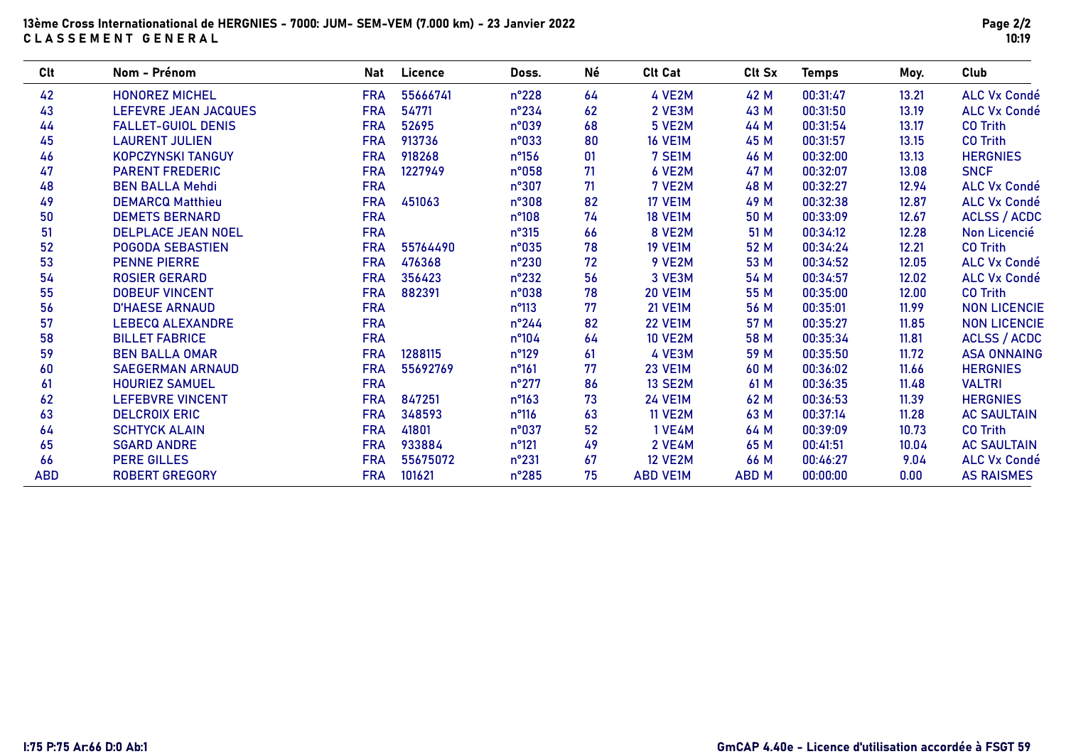# 13ème Cross Internationational de HERGNIES - 7000: JUM- SEM-VEM (7.000 km) - 23 Janvier 2022

## C L A S S E M E N T   G E N E R A L

| Clt | Nom - Prénom | Nat | Licence | Doss. | Né | Clt Cat | Clt Sx | Temps | Moy. | Club |
|---|---|---|---|---|---|---|---|---|---|---|
| 42 | HONOREZ MICHEL | FRA | 55666741 | n°228 | 64 | 4 VE2M | 42 M | 00:31:47 | 13.21 | ALC Vx Condé |
| 43 | LEFEVRE JEAN JACQUES | FRA | 54771 | n°234 | 62 | 2 VE3M | 43 M | 00:31:50 | 13.19 | ALC Vx Condé |
| 44 | FALLET-GUIOL DENIS | FRA | 52695 | n°039 | 68 | 5 VE2M | 44 M | 00:31:54 | 13.17 | CO Trith |
| 45 | LAURENT JULIEN | FRA | 913736 | n°033 | 80 | 16 VE1M | 45 M | 00:31:57 | 13.15 | CO Trith |
| 46 | KOPCZYNSKI TANGUY | FRA | 918268 | n°156 | 01 | 7 SE1M | 46 M | 00:32:00 | 13.13 | HERGNIES |
| 47 | PARENT FREDERIC | FRA | 1227949 | n°058 | 71 | 6 VE2M | 47 M | 00:32:07 | 13.08 | SNCF |
| 48 | BEN BALLA Mehdi | FRA | | n°307 | 71 | 7 VE2M | 48 M | 00:32:27 | 12.94 | ALC Vx Condé |
| 49 | DEMARCQ Matthieu | FRA | 451063 | n°308 | 82 | 17 VE1M | 49 M | 00:32:38 | 12.87 | ALC Vx Condé |
| 50 | DEMETS BERNARD | FRA | | n°108 | 74 | 18 VE1M | 50 M | 00:33:09 | 12.67 | ACLSS / ACDC |
| 51 | DELPLACE JEAN NOEL | FRA | | n°315 | 66 | 8 VE2M | 51 M | 00:34:12 | 12.28 | Non Licencié |
| 52 | POGODA SEBASTIEN | FRA | 55764490 | n°035 | 78 | 19 VE1M | 52 M | 00:34:24 | 12.21 | CO Trith |
| 53 | PENNE PIERRE | FRA | 476368 | n°230 | 72 | 9 VE2M | 53 M | 00:34:52 | 12.05 | ALC Vx Condé |
| 54 | ROSIER GERARD | FRA | 356423 | n°232 | 56 | 3 VE3M | 54 M | 00:34:57 | 12.02 | ALC Vx Condé |
| 55 | DOBEUF VINCENT | FRA | 882391 | n°038 | 78 | 20 VE1M | 55 M | 00:35:00 | 12.00 | CO Trith |
| 56 | D'HAESE ARNAUD | FRA | | n°113 | 77 | 21 VE1M | 56 M | 00:35:01 | 11.99 | NON LICENCIE |
| 57 | LEBECQ ALEXANDRE | FRA | | n°244 | 82 | 22 VE1M | 57 M | 00:35:27 | 11.85 | NON LICENCIE |
| 58 | BILLET FABRICE | FRA | | n°104 | 64 | 10 VE2M | 58 M | 00:35:34 | 11.81 | ACLSS / ACDC |
| 59 | BEN BALLA OMAR | FRA | 1288115 | n°129 | 61 | 4 VE3M | 59 M | 00:35:50 | 11.72 | ASA ONNAING |
| 60 | SAEGERMAN ARNAUD | FRA | 55692769 | n°161 | 77 | 23 VE1M | 60 M | 00:36:02 | 11.66 | HERGNIES |
| 61 | HOURIEZ SAMUEL | FRA | | n°277 | 86 | 13 SE2M | 61 M | 00:36:35 | 11.48 | VALTRI |
| 62 | LEFEBVRE VINCENT | FRA | 847251 | n°163 | 73 | 24 VE1M | 62 M | 00:36:53 | 11.39 | HERGNIES |
| 63 | DELCROIX ERIC | FRA | 348593 | n°116 | 63 | 11 VE2M | 63 M | 00:37:14 | 11.28 | AC SAULTAIN |
| 64 | SCHTYCK ALAIN | FRA | 41801 | n°037 | 52 | 1 VE4M | 64 M | 00:39:09 | 10.73 | CO Trith |
| 65 | SGARD ANDRE | FRA | 933884 | n°121 | 49 | 2 VE4M | 65 M | 00:41:51 | 10.04 | AC SAULTAIN |
| 66 | PERE GILLES | FRA | 55675072 | n°231 | 67 | 12 VE2M | 66 M | 00:46:27 | 9.04 | ALC Vx Condé |
| ABD | ROBERT GREGORY | FRA | 101621 | n°285 | 75 | ABD VE1M | ABD M | 00:00:00 | 0.00 | AS RAISMES |

I:75 P:75 Ar:66 D:0 Ab:1

GmCAP 4.40e - Licence d'utilisation accordée à FSGT 59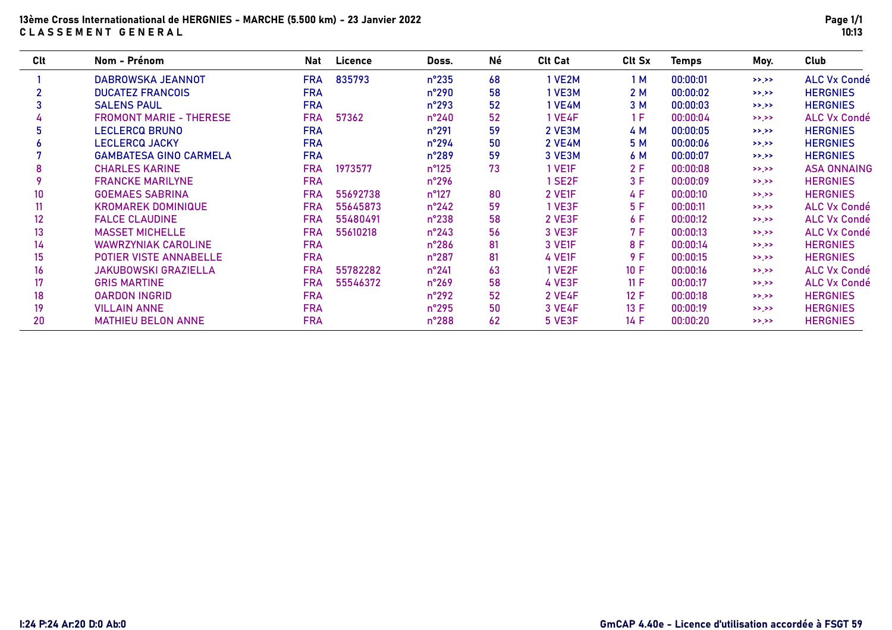**13ème Cross Internationational de HERGNIES - MARCHE (5.500 km) - 23 Janvier 2022**
**C L A S S E M E N T G E N E R A L**

| Clt | Nom - Prénom | Nat | Licence | Doss. | Né | Clt Cat | Clt Sx | Temps | Moy. | Club |
|---|---|---|---|---|---|---|---|---|---|---|
| 1 | DABROWSKA JEANNOT | FRA | 835793 | n°235 | 68 | 1 VE2M | 1 M | 00:00:01 | >>.>> | ALC Vx Condé |
| 2 | DUCATEZ FRANCOIS | FRA | | n°290 | 58 | 1 VE3M | 2 M | 00:00:02 | >>.>> | HERGNIES |
| 3 | SALENS PAUL | FRA | | n°293 | 52 | 1 VE4M | 3 M | 00:00:03 | >>.>> | HERGNIES |
| 4 | FROMONT MARIE - THERESE | FRA | 57362 | n°240 | 52 | 1 VE4F | 1 F | 00:00:04 | >>.>> | ALC Vx Condé |
| 5 | LECLERCQ BRUNO | FRA | | n°291 | 59 | 2 VE3M | 4 M | 00:00:05 | >>.>> | HERGNIES |
| 6 | LECLERCQ JACKY | FRA | | n°294 | 50 | 2 VE4M | 5 M | 00:00:06 | >>.>> | HERGNIES |
| 7 | GAMBATESA GINO CARMELA | FRA | | n°289 | 59 | 3 VE3M | 6 M | 00:00:07 | >>.>> | HERGNIES |
| 8 | CHARLES KARINE | FRA | 1973577 | n°125 | 73 | 1 VE1F | 2 F | 00:00:08 | >>.>> | ASA ONNAING |
| 9 | FRANCKE MARILYNE | FRA | | n°296 | | 1 SE2F | 3 F | 00:00:09 | >>.>> | HERGNIES |
| 10 | GOEMAES SABRINA | FRA | 55692738 | n°127 | 80 | 2 VE1F | 4 F | 00:00:10 | >>.>> | HERGNIES |
| 11 | KROMAREK DOMINIQUE | FRA | 55645873 | n°242 | 59 | 1 VE3F | 5 F | 00:00:11 | >>.>> | ALC Vx Condé |
| 12 | FALCE CLAUDINE | FRA | 55480491 | n°238 | 58 | 2 VE3F | 6 F | 00:00:12 | >>.>> | ALC Vx Condé |
| 13 | MASSET MICHELLE | FRA | 55610218 | n°243 | 56 | 3 VE3F | 7 F | 00:00:13 | >>.>> | ALC Vx Condé |
| 14 | WAWRZYNIAK CAROLINE | FRA | | n°286 | 81 | 3 VE1F | 8 F | 00:00:14 | >>.>> | HERGNIES |
| 15 | POTIER VISTE ANNABELLE | FRA | | n°287 | 81 | 4 VE1F | 9 F | 00:00:15 | >>.>> | HERGNIES |
| 16 | JAKUBOWSKI GRAZIELLA | FRA | 55782282 | n°241 | 63 | 1 VE2F | 10 F | 00:00:16 | >>.>> | ALC Vx Condé |
| 17 | GRIS MARTINE | FRA | 55546372 | n°269 | 58 | 4 VE3F | 11 F | 00:00:17 | >>.>> | ALC Vx Condé |
| 18 | OARDON INGRID | FRA | | n°292 | 52 | 2 VE4F | 12 F | 00:00:18 | >>.>> | HERGNIES |
| 19 | VILLAIN ANNE | FRA | | n°295 | 50 | 3 VE4F | 13 F | 00:00:19 | >>.>> | HERGNIES |
| 20 | MATHIEU BELON ANNE | FRA | | n°288 | 62 | 5 VE3F | 14 F | 00:00:20 | >>.>> | HERGNIES |

I:24 P:24 Ar:20 D:0 Ab:0

GmCAP 4.40e - Licence d'utilisation accordée à FSGT 59